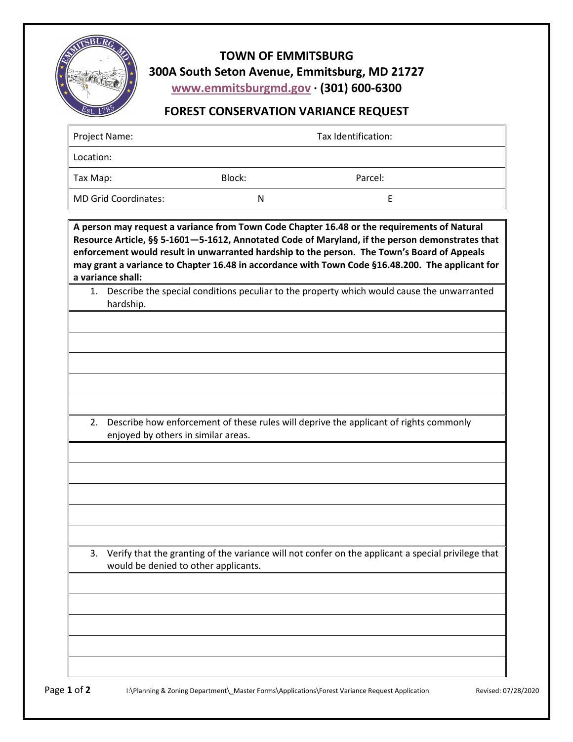# TOWN OF EMMITSBURG

**300A South Seton Avenue, Emmitsburg, MD 21727**

**www.emmitsburgmd.gov · (301) 600-6300**

## FOREST CONSERVATION VARIANCE REQUEST

| Project Name: | | Tax Identification: |
|---|---|---|
| Location: | | |
| Tax Map: | Block: | Parcel: |
| MD Grid Coordinates: | N | E |

**A person may request a variance from Town Code Chapter 16.48 or the requirements of Natural Resource Article, §§ 5-1601—5-1612, Annotated Code of Maryland, if the person demonstrates that enforcement would result in unwarranted hardship to the person. The Town's Board of Appeals may grant a variance to Chapter 16.48 in accordance with Town Code §16.48.200. The applicant for a variance shall:**

1. Describe the special conditions peculiar to the property which would cause the unwarranted hardship.

2. Describe how enforcement of these rules will deprive the applicant of rights commonly enjoyed by others in similar areas.

3. Verify that the granting of the variance will not confer on the applicant a special privilege that would be denied to other applicants.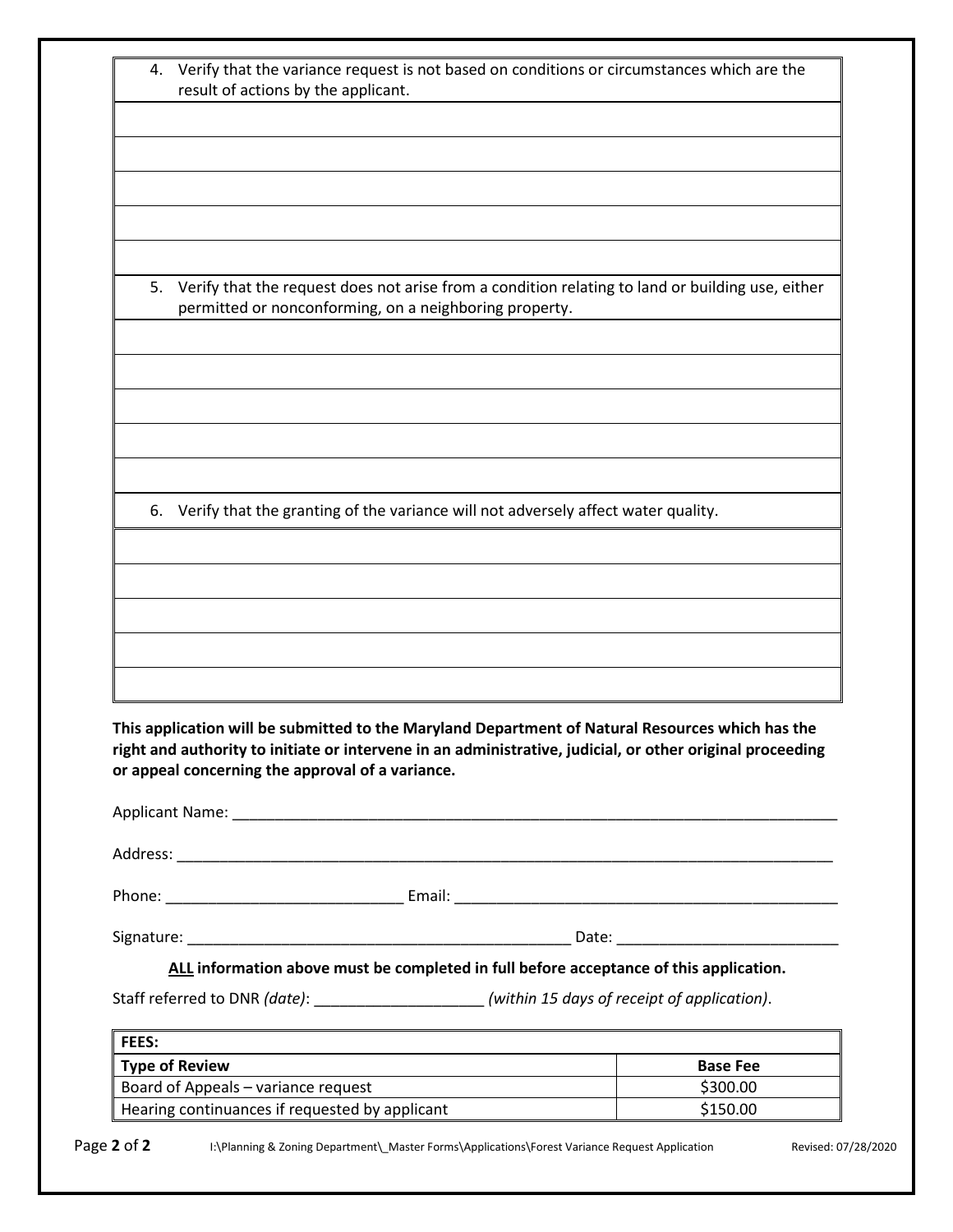4. Verify that the variance request is not based on conditions or circumstances which are the result of actions by the applicant.

5. Verify that the request does not arise from a condition relating to land or building use, either permitted or nonconforming, on a neighboring property.

6. Verify that the granting of the variance will not adversely affect water quality.

**This application will be submitted to the Maryland Department of Natural Resources which has the right and authority to initiate or intervene in an administrative, judicial, or other original proceeding or appeal concerning the approval of a variance.**

Applicant Name: ____________________________________________________________________________

Address: _________________________________________________________________________________

Phone: ____________________________ Email: ______________________________________________

Signature: _______________________________________________ Date: __________________________

**ALL information above must be completed in full before acceptance of this application.**

Staff referred to DNR *(date)*: ____________________ *(within 15 days of receipt of application)*.

| FEES: | |
|---|---|
| **Type of Review** | **Base Fee** |
| Board of Appeals – variance request | $300.00 |
| Hearing continuances if requested by applicant | $150.00 |

I:\Planning & Zoning Department\_Master Forms\Applications\Forest Variance Request Application Revised: 07/28/2020